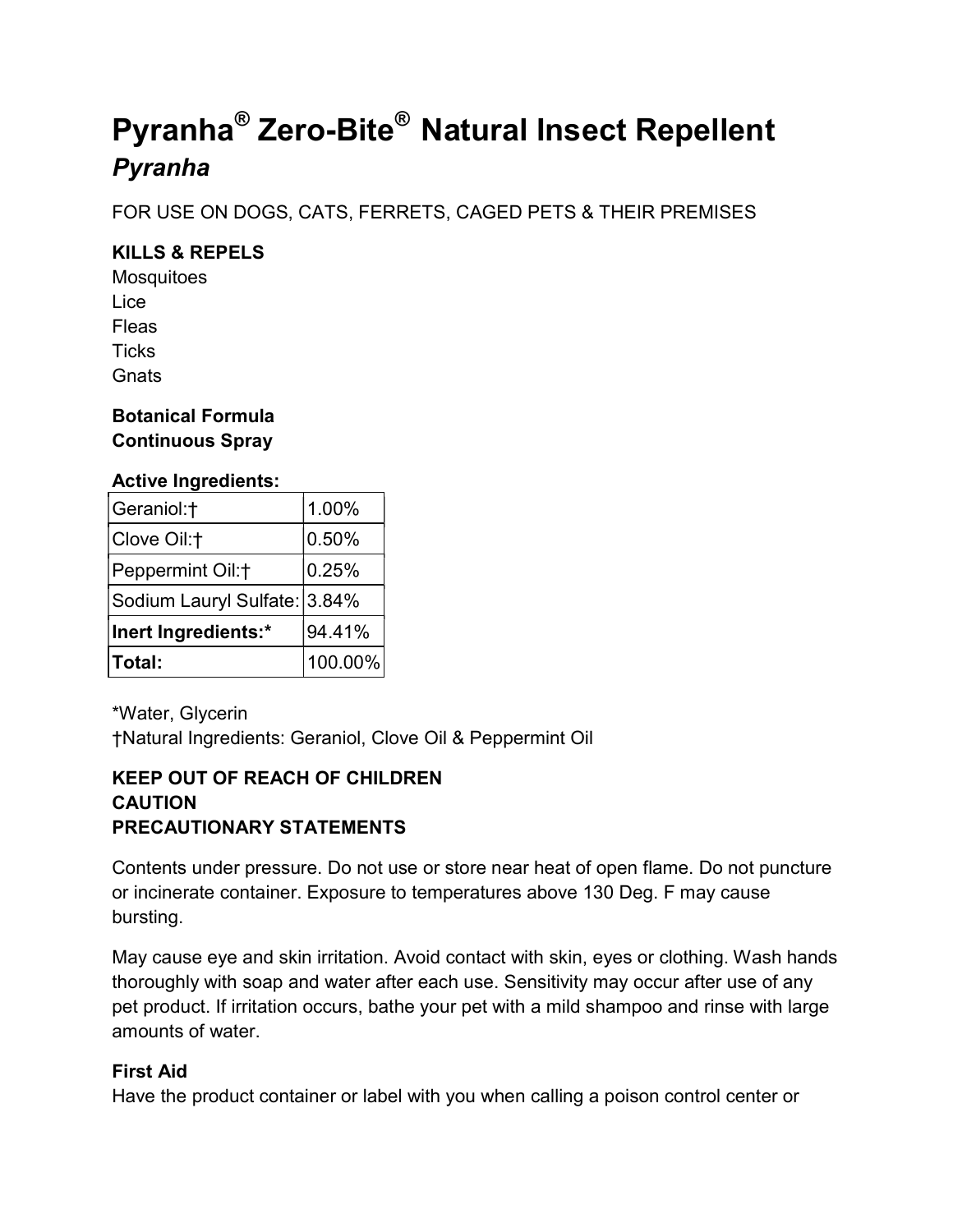# Pyranha® Zero-Bite® Natural Insect Repellent

## *Pyranha*

FOR USE ON DOGS, CATS, FERRETS, CAGED PETS & THEIR PREMISES

**KILLS & REPELS**

Mosquitoes
Lice
Fleas
Ticks
Gnats

**Botanical Formula**
**Continuous Spray**

**Active Ingredients:**

| | |
|---|---|
| Geraniol:† | 1.00% |
| Clove Oil:† | 0.50% |
| Peppermint Oil:† | 0.25% |
| Sodium Lauryl Sulfate: | 3.84% |
| **Inert Ingredients:*** | 94.41% |
| **Total:** | 100.00% |

*Water, Glycerin
†Natural Ingredients: Geraniol, Clove Oil & Peppermint Oil

**KEEP OUT OF REACH OF CHILDREN**
**CAUTION**
**PRECAUTIONARY STATEMENTS**

Contents under pressure. Do not use or store near heat of open flame. Do not puncture or incinerate container. Exposure to temperatures above 130 Deg. F may cause bursting.

May cause eye and skin irritation. Avoid contact with skin, eyes or clothing. Wash hands thoroughly with soap and water after each use. Sensitivity may occur after use of any pet product. If irritation occurs, bathe your pet with a mild shampoo and rinse with large amounts of water.

**First Aid**

Have the product container or label with you when calling a poison control center or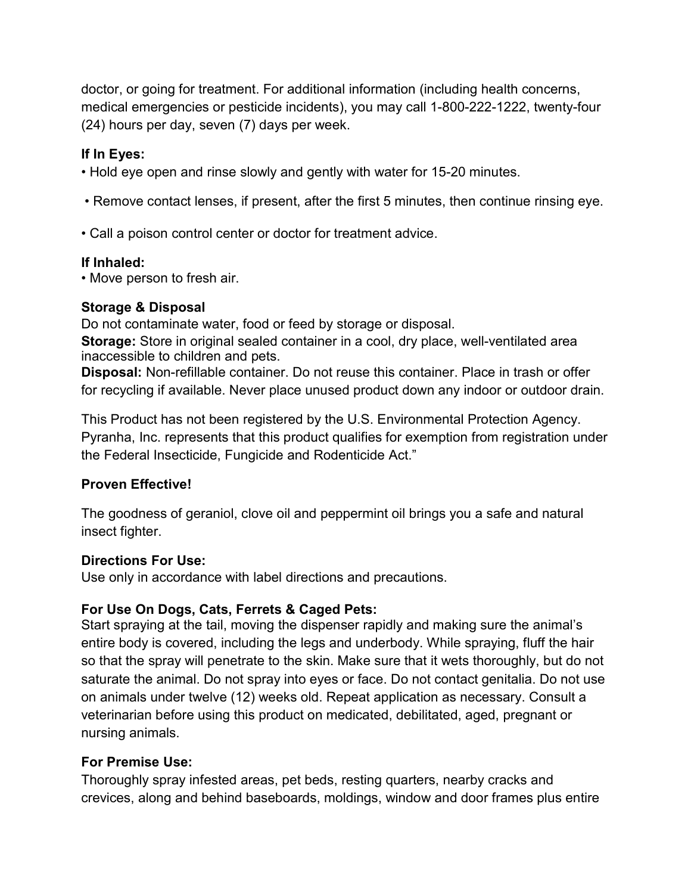doctor, or going for treatment. For additional information (including health concerns, medical emergencies or pesticide incidents), you may call 1-800-222-1222, twenty-four (24) hours per day, seven (7) days per week.

**If In Eyes:**

• Hold eye open and rinse slowly and gently with water for 15-20 minutes.

• Remove contact lenses, if present, after the first 5 minutes, then continue rinsing eye.

• Call a poison control center or doctor for treatment advice.

**If Inhaled:**

• Move person to fresh air.

**Storage & Disposal**

Do not contaminate water, food or feed by storage or disposal.

**Storage:** Store in original sealed container in a cool, dry place, well-ventilated area inaccessible to children and pets.

**Disposal:** Non-refillable container. Do not reuse this container. Place in trash or offer for recycling if available. Never place unused product down any indoor or outdoor drain.

This Product has not been registered by the U.S. Environmental Protection Agency. Pyranha, Inc. represents that this product qualifies for exemption from registration under the Federal Insecticide, Fungicide and Rodenticide Act."

**Proven Effective!**

The goodness of geraniol, clove oil and peppermint oil brings you a safe and natural insect fighter.

**Directions For Use:**

Use only in accordance with label directions and precautions.

**For Use On Dogs, Cats, Ferrets & Caged Pets:**

Start spraying at the tail, moving the dispenser rapidly and making sure the animal's entire body is covered, including the legs and underbody. While spraying, fluff the hair so that the spray will penetrate to the skin. Make sure that it wets thoroughly, but do not saturate the animal. Do not spray into eyes or face. Do not contact genitalia. Do not use on animals under twelve (12) weeks old. Repeat application as necessary. Consult a veterinarian before using this product on medicated, debilitated, aged, pregnant or nursing animals.

**For Premise Use:**

Thoroughly spray infested areas, pet beds, resting quarters, nearby cracks and crevices, along and behind baseboards, moldings, window and door frames plus entire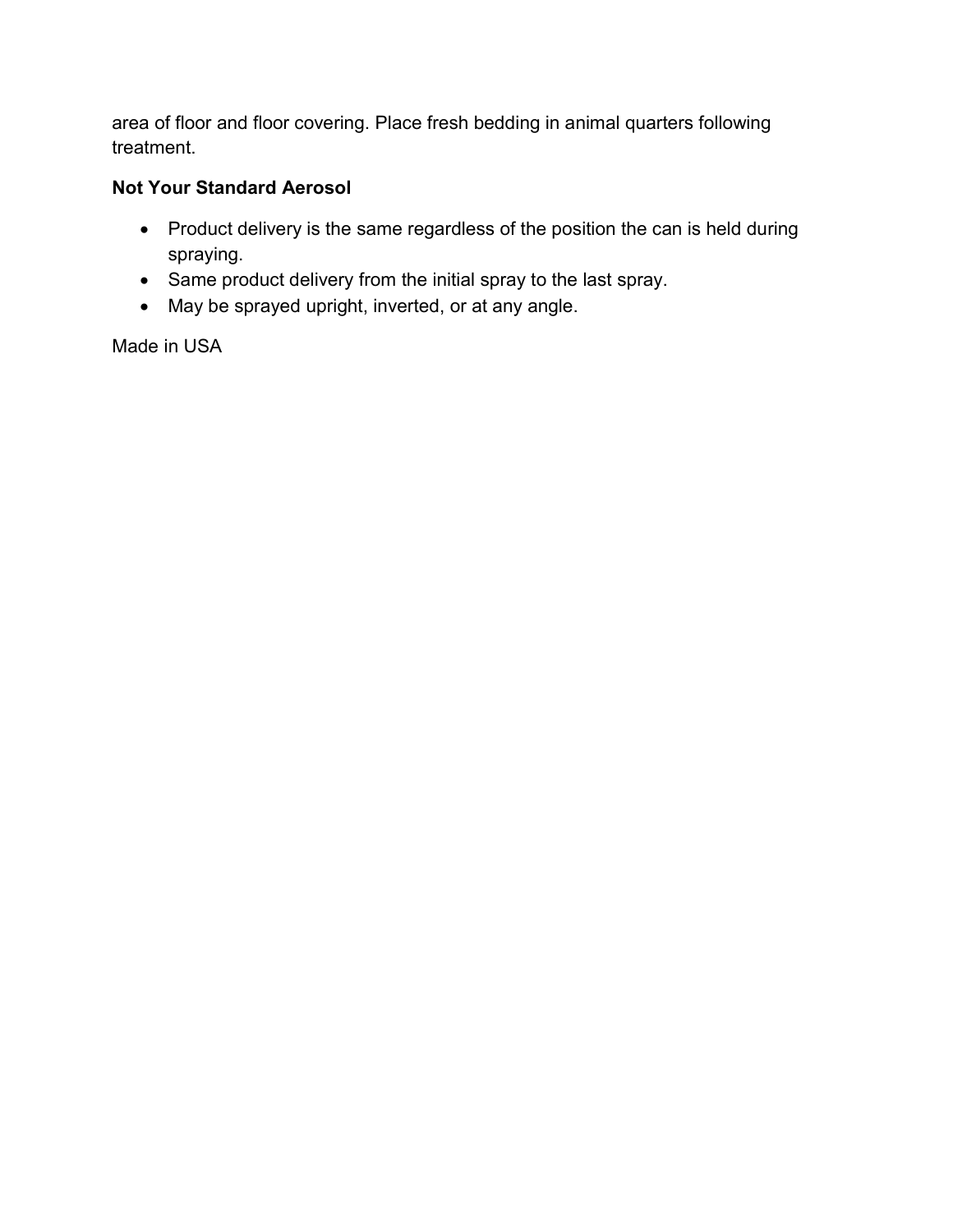area of floor and floor covering. Place fresh bedding in animal quarters following treatment.

**Not Your Standard Aerosol**

- Product delivery is the same regardless of the position the can is held during spraying.
- Same product delivery from the initial spray to the last spray.
- May be sprayed upright, inverted, or at any angle.

Made in USA